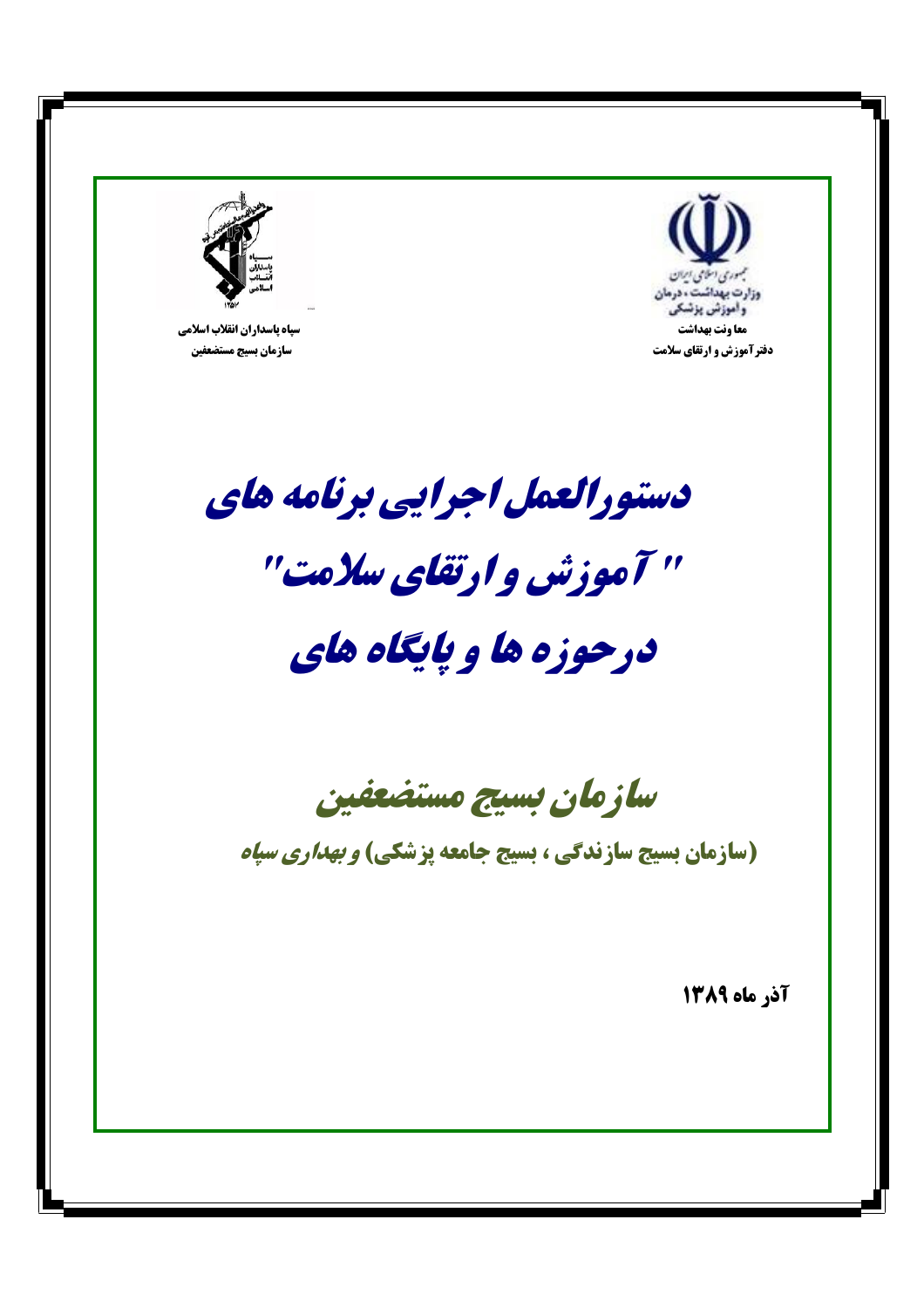سپاه پاسداران انقلاب اسلامی
سازمان بسیج مستضعفین

جمهوری اسلامی ایران
وزارت بهداشت ، درمان و آموزش پزشکی
معاونت بهداشت
دفتر آموزش و ارتقای سلامت

# دستورالعمل اجرایی برنامه های " آموزش و ارتقای سلامت" درحوزه ها و پایگاه های

## سازمان بسیج مستضعفین

**(سازمان بسیج سازندگی ، بسیج جامعه پزشکی) و بهداری سپاه**

**آذر ماه ۱۳۸۹**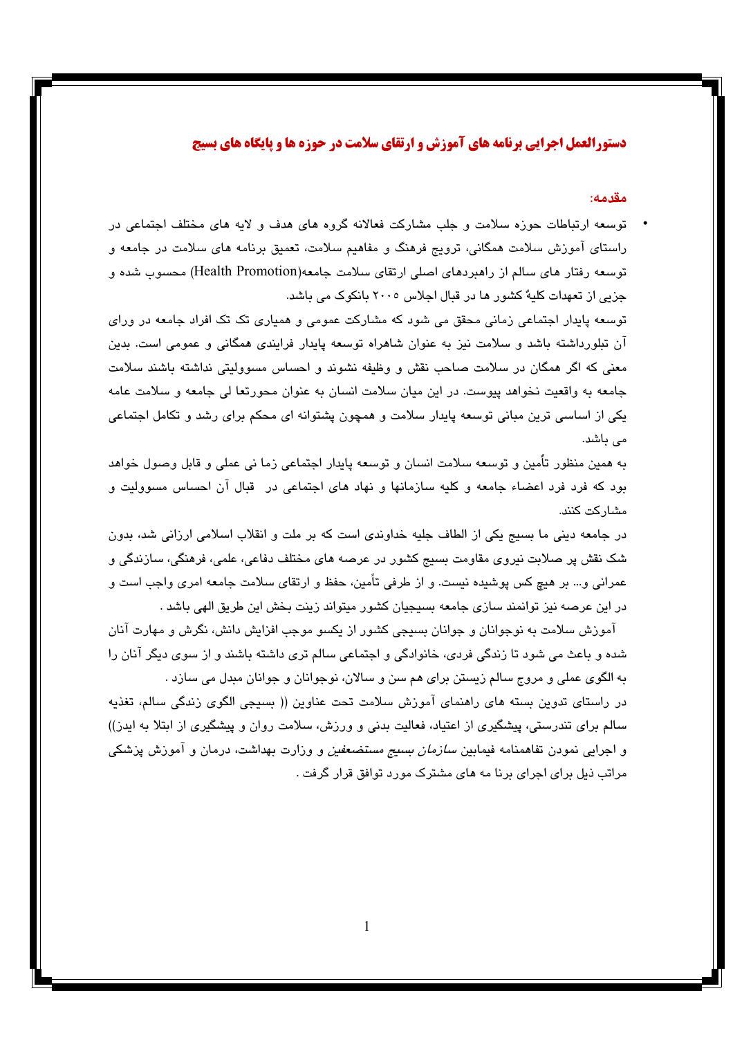## دستورالعمل اجرایی برنامه های آموزش و ارتقای سلامت در حوزه ها و پایگاه های بسیج

### مقدمه:

- توسعه ارتباطات حوزه سلامت و جلب مشارکت فعالانه گروه های هدف و لایه های مختلف اجتماعی در راستای آموزش سلامت همگانی، ترویج فرهنگ و مفاهیم سلامت، تعمیق برنامه های سلامت در جامعه و توسعه رفتار های سالم از راهبردهای اصلی ارتقای سلامت جامعه(Health Promotion) محسوب شده و جزیی از تعهدات کلیهٔ کشور ها در قبال اجلاس ۲۰۰۵ بانکوک می باشد.

توسعه پایدار اجتماعی زمانی محقق می شود که مشارکت عمومی و همیاری تک تک افراد جامعه در ورای آن تبلورداشته باشد و سلامت نیز به عنوان شاهراه توسعه پایدار فرایندی همگانی و عمومی است. بدین معنی که اگر همگان در سلامت صاحب نقش و وظیفه نشوند و احساس مسوولیتی نداشته باشند سلامت جامعه به واقعیت نخواهد پیوست. در این میان سلامت انسان به عنوان محورتعا لی جامعه و سلامت عامه یکی از اساسی ترین مبانی توسعه پایدار سلامت و همچون پشتوانه ای محکم برای رشد و تکامل اجتماعی می باشد.

به همین منظور تأمین و توسعه سلامت انسان و توسعه پایدار اجتماعی زما نی عملی و قابل وصول خواهد بود که فرد فرد اعضاء جامعه و کلیه سازمانها و نهاد های اجتماعی در قبال آن احساس مسوولیت و مشارکت کنند.

در جامعه دینی ما بسیج یکی از الطاف جلیه خداوندی است که بر ملت و انقلاب اسلامی ارزانی شد، بدون شک نقش پر صلابت نیروی مقاومت بسیج کشور در عرصه های مختلف دفاعی، علمی، فرهنگی، سازندگی و عمرانی و... بر هیچ کس پوشیده نیست. و از طرفی تأمین، حفظ و ارتقای سلامت جامعه امری واجب است و در این عرصه نیز توانمند سازی جامعه بسیجیان کشور میتواند زینت بخش این طریق الهی باشد .

آموزش سلامت به نوجوانان و جوانان بسیجی کشور از یکسو موجب افزایش دانش، نگرش و مهارت آنان شده و باعث می شود تا زندگی فردی، خانوادگی و اجتماعی سالم تری داشته باشند و از سوی دیگر آنان را به الگوی عملی و مروج سالم زیستن برای هم سن و سالان، نوجوانان و جوانان مبدل می سازد .

در راستای تدوین بسته های راهنمای آموزش سلامت تحت عناوین (( بسیجی الگوی زندگی سالم، تغذیه سالم برای تندرستی، پیشگیری از اعتیاد، فعالیت بدنی و ورزش، سلامت روان و پیشگیری از ابتلا به ایدز)) و اجرایی نمودن تفاهمنامه فیمابین *سازمان بسیج مستضعفین* و وزارت بهداشت، درمان و آموزش پزشکی مراتب ذیل برای اجرای برنا مه های مشترک مورد توافق قرار گرفت .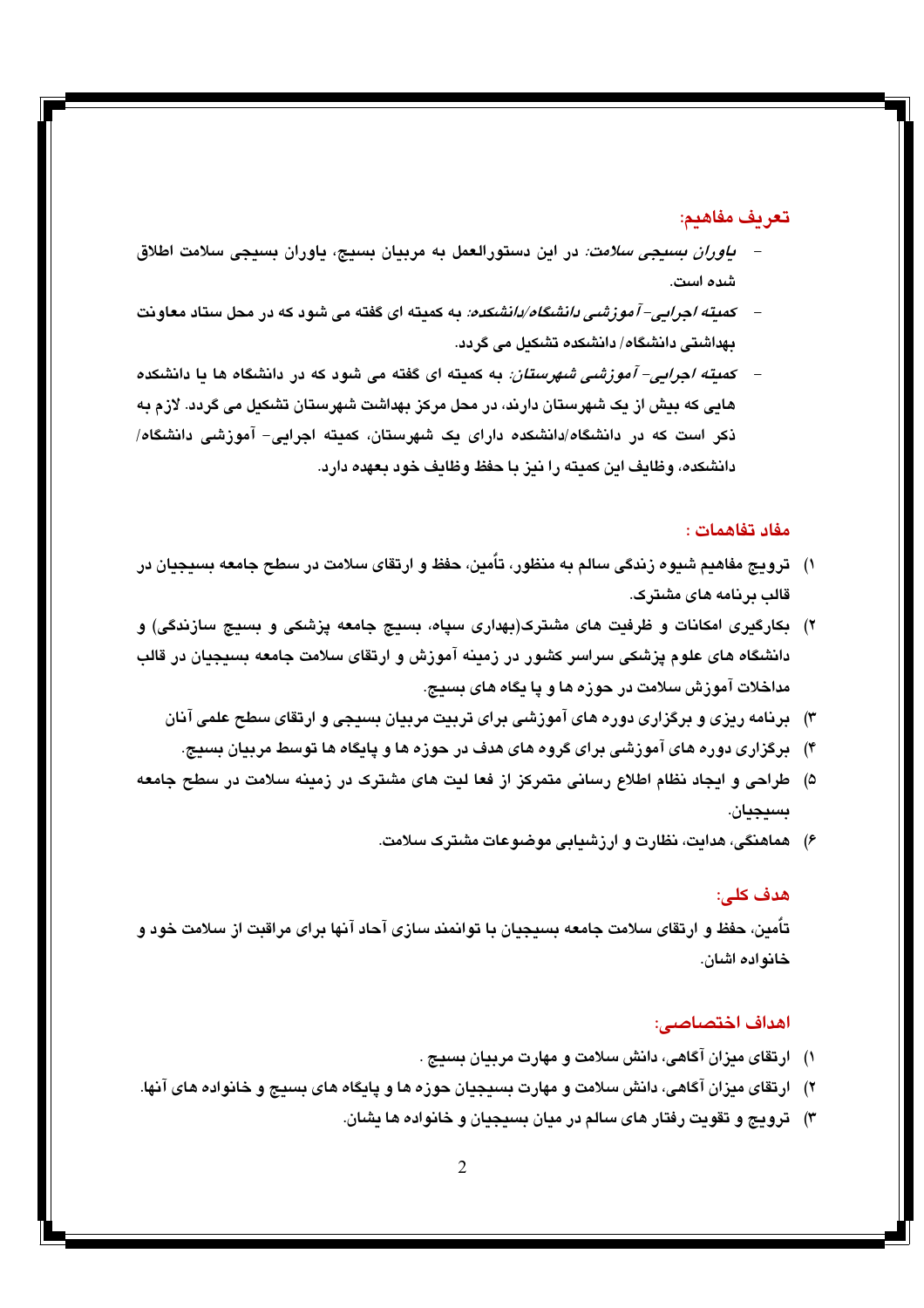## تعریف مفاهیم:

- *یاوران بسیجی سلامت:* در این دستورالعمل به مربیان بسیج، یاوران بسیجی سلامت اطلاق شده است.
- *کمیته اجرایی- آموزشی دانشگاه/دانشکده:* به کمیته ای گفته می شود که در محل ستاد معاونت بهداشتی دانشگاه/ دانشکده تشکیل می گردد.
- *کمیته اجرایی- آموزشی شهرستان:* به کمیته ای گفته می شود که در دانشگاه ها یا دانشکده هایی که بیش از یک شهرستان دارند، در محل مرکز بهداشت شهرستان تشکیل می گردد. لازم به ذکر است که در دانشگاه/دانشکده دارای یک شهرستان، کمیته اجرایی- آموزشی دانشگاه/ دانشکده، وظایف این کمیته را نیز با حفظ وظایف خود بعهده دارد.

## مفاد تفاهمات :

۱) ترویج مفاهیم شیوه زندگی سالم به منظور، تأمین، حفظ و ارتقای سلامت در سطح جامعه بسیجیان در قالب برنامه های مشترک.

۲) بکارگیری امکانات و ظرفیت های مشترک(بهداری سپاه، بسیج جامعه پزشکی و بسیج سازندگی) و دانشگاه های علوم پزشکی سراسر کشور در زمینه آموزش و ارتقای سلامت جامعه بسیجیان در قالب مداخلات آموزش سلامت در حوزه ها و پا یگاه های بسیج.

۳) برنامه ریزی و برگزاری دوره های آموزشی برای تربیت مربیان بسیجی و ارتقای سطح علمی آنان

۴) برگزاری دوره های آموزشی برای گروه های هدف در حوزه ها و پایگاه ها توسط مربیان بسیج.

۵) طراحی و ایجاد نظام اطلاع رسانی متمرکز از فعا لیت های مشترک در زمینه سلامت در سطح جامعه بسیجیان.

۶) هماهنگی، هدایت، نظارت و ارزشیابی موضوعات مشترک سلامت.

## هدف کلی:

تأمین، حفظ و ارتقای سلامت جامعه بسیجیان با توانمند سازی آحاد آنها برای مراقبت از سلامت خود و خانواده اشان.

## اهداف اختصاصی:

۱) ارتقای میزان آگاهی، دانش سلامت و مهارت مربیان بسیج .

۲) ارتقای میزان آگاهی، دانش سلامت و مهارت بسیجیان حوزه ها و پایگاه های بسیج و خانواده های آنها.

۳) ترویج و تقویت رفتار های سالم در میان بسیجیان و خانواده ها یشان.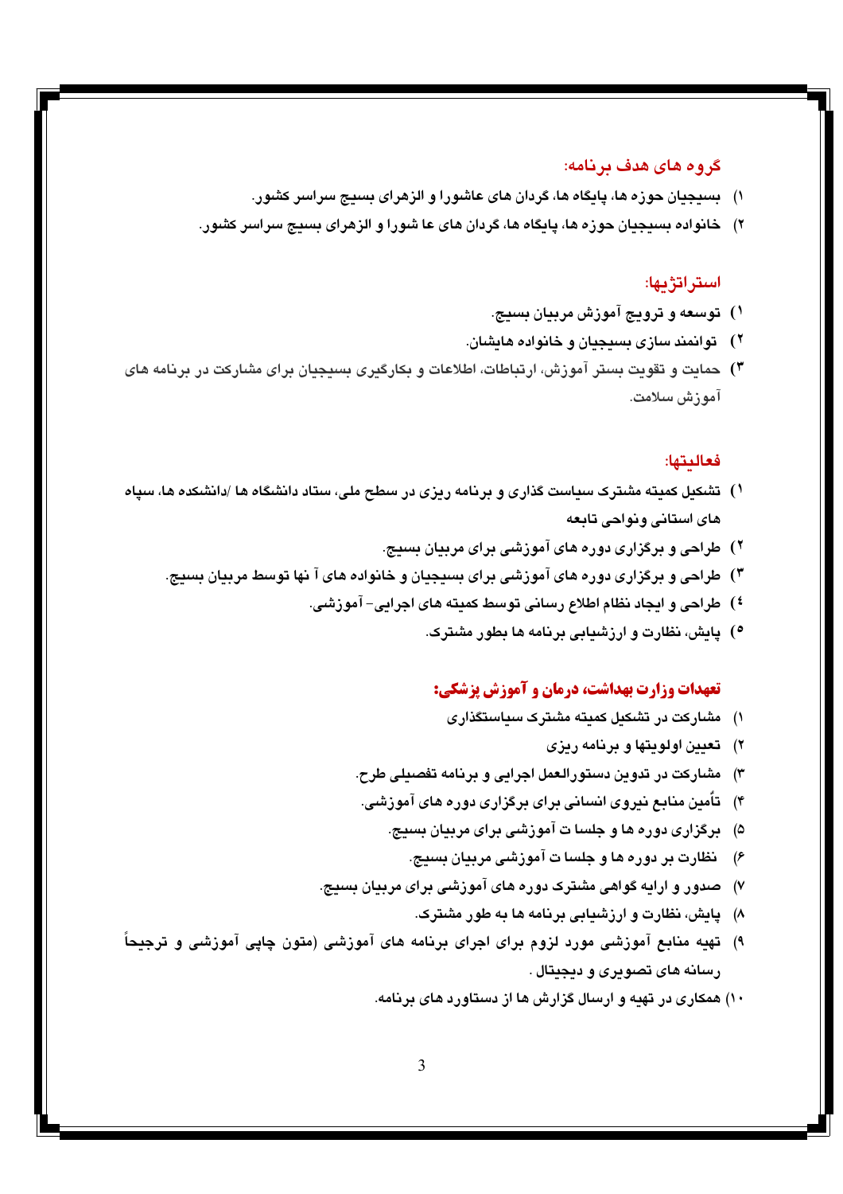## گروه های هدف برنامه:

۱) بسیجیان حوزه ها، پایگاه ها، گردان های عاشورا و الزهرای بسیج سراسر کشور.
۲) خانواده بسیجیان حوزه ها، پایگاه ها، گردان های عا شورا و الزهرای بسیج سراسر کشور.

## استراتژیها:

۱) توسعه و ترویج آموزش مربیان بسیج.
۲) توانمند سازی بسیجیان و خانواده هایشان.
۳) حمایت و تقویت بستر آموزش، ارتباطات، اطلاعات و بکارگیری بسیجیان برای مشارکت در برنامه های آموزش سلامت.

## فعالیتها:

۱) تشکیل کمیته مشترک سیاست گذاری و برنامه ریزی در سطح ملی، ستاد دانشگاه ها /دانشکده ها، سپاه های استانی ونواحی تابعه
۲) طراحی و برگزاری دوره های آموزشی برای مربیان بسیج.
۳) طراحی و برگزاری دوره های آموزشی برای بسیجیان و خانواده های آ نها توسط مربیان بسیج.
۴) طراحی و ایجاد نظام اطلاع رسانی توسط کمیته های اجرایی- آموزشی.
۵) پایش، نظارت و ارزشیابی برنامه ها بطور مشترک.

## تعهدات وزارت بهداشت، درمان و آموزش پزشکی:

۱) مشارکت در تشکیل کمیته مشترک سیاستگذاری
۲) تعیین اولویتها و برنامه ریزی
۳) مشارکت در تدوین دستورالعمل اجرایی و برنامه تفصیلی طرح.
۴) تأمین منابع نیروی انسانی برای برگزاری دوره های آموزشی.
۵) برگزاری دوره ها و جلسا ت آموزشی برای مربیان بسیج.
۶) نظارت بر دوره ها و جلسا ت آموزشی مربیان بسیج.
۷) صدور و ارایه گواهی مشترک دوره های آموزشی برای مربیان بسیج.
۸) پایش، نظارت و ارزشیابی برنامه ها به طور مشترک.
۹) تهیه منابع آموزشی مورد لزوم برای اجرای برنامه های آموزشی (متون چاپی آموزشی و ترجیحاً رسانه های تصویری و دیجیتال .
۱۰) همکاری در تهیه و ارسال گزارش ها از دستاورد های برنامه.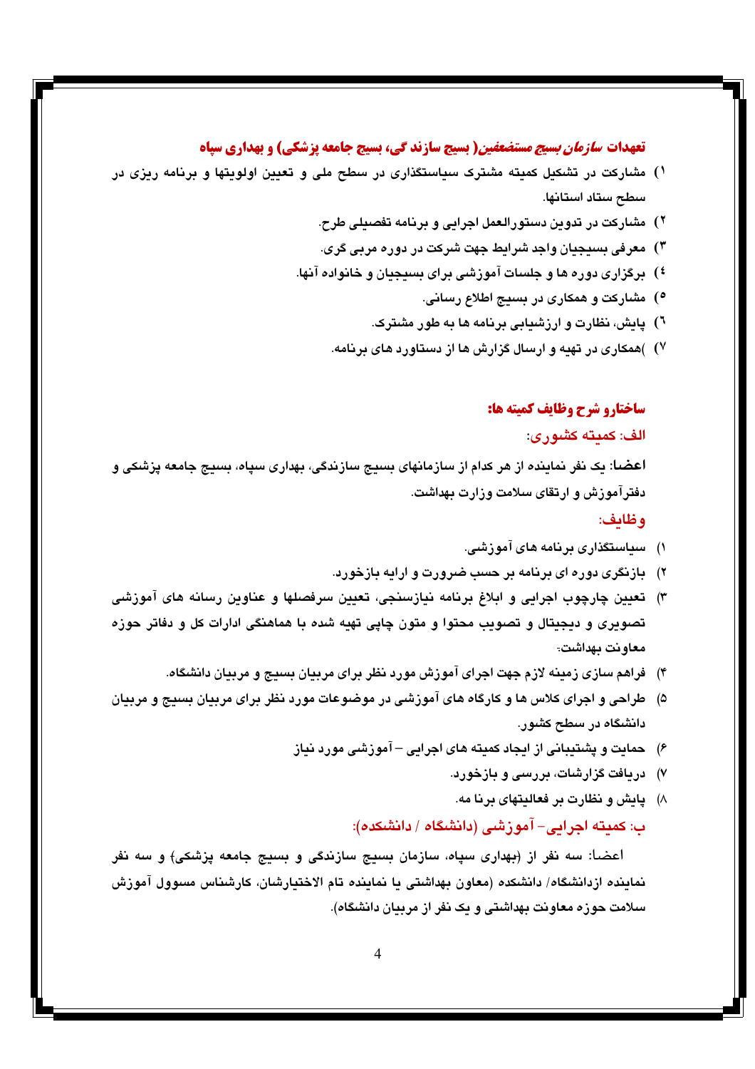### تعهدات *سازمان بسیج مستضعفین*( بسیج سازند گی، بسیج جامعه پزشکی) و بهداری سپاه

۱) مشارکت در تشکیل کمیته مشترک سیاستگذاری در سطح ملی و تعیین اولویتها و برنامه ریزی در سطح ستاد استانها.
۲) مشارکت در تدوین دستورالعمل اجرایی و برنامه تفصیلی طرح.
۳) معرفی بسیجیان واجد شرایط جهت شرکت در دوره مربی گری.
٤) برگزاری دوره ها و جلسات آموزشی برای بسیجیان و خانواده آنها.
٥) مشارکت و همکاری در بسیج اطلاع رسانی.
٦) پایش، نظارت و ارزشیابی برنامه ها به طور مشترک.
۷) )همکاری در تهیه و ارسال گزارش ها از دستاورد های برنامه.

### ساختارو شرح وظایف کمیته ها:

#### الف: کمیته کشوری:

**اعضا:** یک نفر نماینده از هر کدام از سازمانهای بسیج سازندگی، بهداری سپاه، بسیج جامعه پزشکی و دفترآموزش و ارتقای سلامت وزارت بهداشت.

**وظایف:**

۱) سیاستگذاری برنامه های آموزشی.
۲) بازنگری دوره ای برنامه بر حسب ضرورت و ارایه بازخورد.
۳) تعیین چارچوب اجرایی و ابلاغ برنامه نیازسنجی، تعیین سرفصلها و عناوین رسانه های آموزشی تصویری و دیجیتال و تصویب محتوا و متون چاپی تهیه شده با هماهنگی ادارات کل و دفاتر حوزه معاونت بهداشت.
۴) فراهم سازی زمینه لازم جهت اجرای آموزش مورد نظر برای مربیان بسیج و مربیان دانشگاه.
۵) طراحی و اجرای کلاس ها و کارگاه های آموزشی در موضوعات مورد نظر برای مربیان بسیج و مربیان دانشگاه در سطح کشور.
۶) حمایت و پشتیبانی از ایجاد کمیته های اجرایی – آموزشی مورد نیاز
۷) دریافت گزارشات، بررسی و بازخورد.
۸) پایش و نظارت بر فعالیتهای برنا مه.

#### ب: کمیته اجرایی- آموزشی (دانشگاه / دانشکده):

اعضا: سه نفر از (بهداری سپاه، سازمان بسیج سازندگی و بسیج جامعه پزشکی) و سه نفر نماینده ازدانشگاه/ دانشکده (معاون بهداشتی یا نماینده تام الاختیارشان، کارشناس مسوول آموزش سلامت حوزه معاونت بهداشتی و یک نفر از مربیان دانشگاه).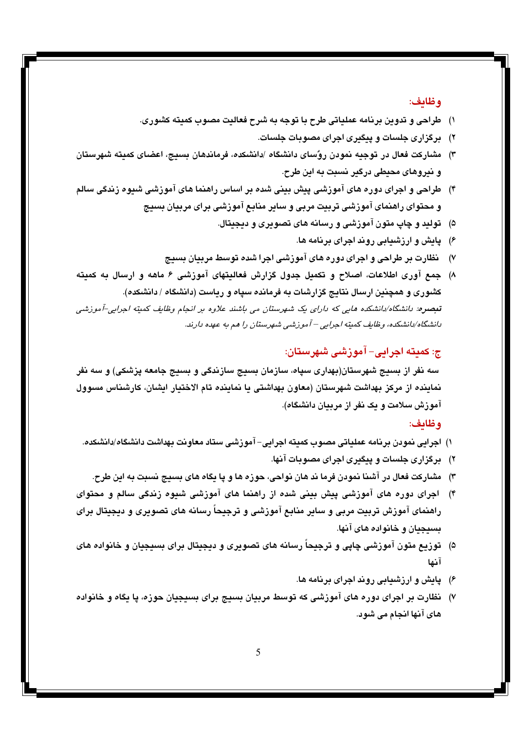**وظایف:**

۱) طراحی و تدوین برنامه عملیاتی طرح با توجه به شرح فعالیت مصوب کمیته کشوری.
۲) برگزاری جلسات و پیگیری اجرای مصوبات جلسات.
۳) مشارکت فعال در توجیه نمودن روًسای دانشگاه /دانشکده، فرماندهان بسیج، اعضای کمیته شهرستان و نیروهای محیطی درگیر نسبت به این طرح.
۴) طراحی و اجرای دوره های آموزشی پیش بینی شده بر اساس راهنما های آموزشی شیوه زندگی سالم و محتوای راهنمای آموزشی تربیت مربی و سایر منابع آموزشی برای مربیان بسیج
۵) تولید و چاپ متون آموزشی و رسانه های تصویری و دیجیتال.
۶) پایش و ارزشیابی روند اجرای برنامه ها.
۷) نظارت بر طراحی و اجرای دوره های آموزشی اجرا شده توسط مربیان بسیج
۸) جمع آوری اطلاعات، اصلاح و تکمیل جدول گزارش فعالیتهای آموزشی ۶ ماهه و ارسال به کمیته کشوری و همچنین ارسال نتایج گزارشات به فرمانده سپاه و ریاست (دانشگاه / دانشکده).

***تبصره:*** *دانشگاه/دانشکده هایی که دارای یک شهرستان می باشند علاوه بر انجام وظایف کمیته اجرایی–آموزشی دانشگاه/دانشکده، وظایف کمیته اجرایی – آموزشی شهرستان را هم به عهده دارند.*

## ج: کمیته اجرایی- آموزشی شهرستان:

سه نفر از بسیج شهرستان(بهداری سپاه، سازمان بسیج سازندگی و بسیج جامعه پزشکی) و سه نفر نماینده از مرکز بهداشت شهرستان (معاون بهداشتی یا نماینده تام الاختیار ایشان، کارشناس مسوول آموزش سلامت و یک نفر از مربیان دانشگاه).

**وظایف:**

۱) اجرایی نمودن برنامه عملیاتی مصوب کمیته اجرایی- آموزشی ستاد معاونت بهداشت دانشگاه/دانشکده.
۲) برگزاری جلسات و پیگیری اجرای مصوبات آنها.
۳) مشارکت فعال در آشنا نمودن فرما ند هان نواحی، حوزه ها و پا یگاه های بسیج نسبت به این طرح.
۴) اجرای دوره های آموزشی پیش بینی شده از راهنما های آموزشی شیوه زندگی سالم و محتوای راهنمای آموزش تربیت مربی و سایر منابع آموزشی و ترجیحاً رسانه های تصویری و دیجیتال برای بسیجیان و خانواده های آنها.
۵) توزیع متون آموزشی چاپی و ترجیحاً رسانه های تصویری و دیجیتال برای بسیجیان و خانواده های آنها
۶) پایش و ارزشیابی روند اجرای برنامه ها.
۷) نظارت بر اجرای دوره های آموزشی که توسط مربیان بسیج برای بسیجیان حوزه، پا یگاه و خانواده های آنها انجام می شود.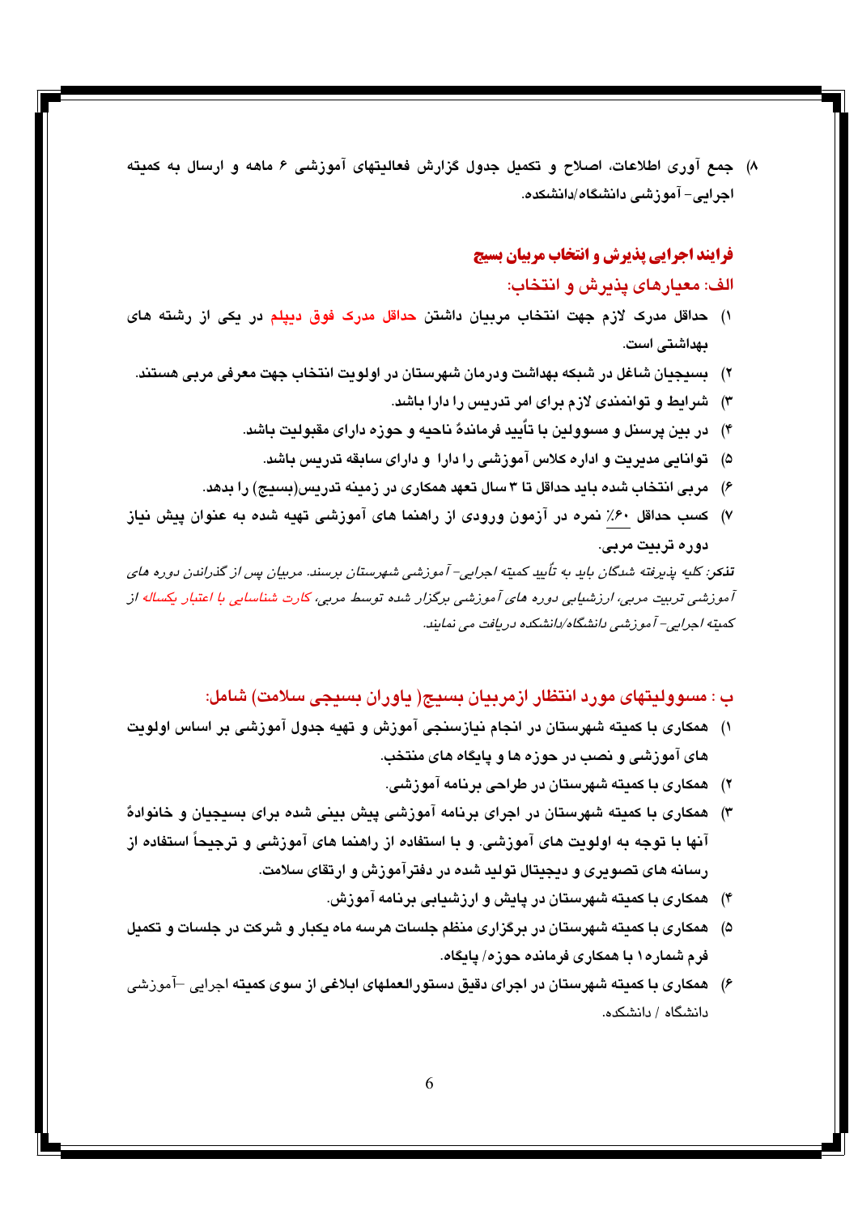۸) جمع آوری اطلاعات، اصلاح و تکمیل جدول گزارش فعالیتهای آموزشی ۶ ماهه و ارسال به کمیته اجرایی- آموزشی دانشگاه/دانشکده.

## فرایند اجرایی پذیرش و انتخاب مربیان بسیج

### الف: معیارهای پذیرش و انتخاب:

۱) حداقل مدرک لازم جهت انتخاب مربیان داشتن حداقل مدرک فوق دیپلم در یکی از رشته های بهداشتی است.

۲) بسیجیان شاغل در شبکه بهداشت ودرمان شهرستان در اولویت انتخاب جهت معرفی مربی هستند.

۳) شرایط و توانمندی لازم برای امر تدریس را دارا باشد.

۴) در بین پرسنل و مسوولین با تأیید فرماندهٔ ناحیه و حوزه دارای مقبولیت باشد.

۵) توانایی مدیریت و اداره کلاس آموزشی را دارا و دارای سابقه تدریس باشد.

۶) مربی انتخاب شده باید حداقل تا ۳ سال تعهد همکاری در زمینه تدریس(بسیج) را بدهد.

۷) کسب حداقل ۶۰٪ نمره در آزمون ورودی از راهنما های آموزشی تهیه شده به عنوان پیش نیاز دوره تربیت مربی.

***تذکر:*** *کلیه پذیرفته شدگان باید به تأیید کمیته اجرایی- آموزشی شهرستان برسند. مربیان پس از گذراندن دوره های آموزشی تربیت مربی، ارزشیابی دوره های آموزشی برگزار شده توسط مربی، کارت شناسایی با اعتبار یکساله از کمیته اجرایی- آموزشی دانشگاه/دانشکده دریافت می نمایند.*

### ب : مسوولیتهای مورد انتظار ازمربیان بسیج( یاوران بسیجی سلامت) شامل:

۱) همکاری با کمیته شهرستان در انجام نیازسنجی آموزش و تهیه جدول آموزشی بر اساس اولویت های آموزشی و نصب در حوزه ها و پایگاه های منتخب.

۲) همکاری با کمیته شهرستان در طراحی برنامه آموزشی.

۳) همکاری با کمیته شهرستان در اجرای برنامه آموزشی پیش بینی شده برای بسیجیان و خانوادهٔ آنها با توجه به اولویت های آموزشی. و با استفاده از راهنما های آموزشی و ترجیحاً استفاده از رسانه های تصویری و دیجیتال تولید شده در دفترآموزش و ارتقای سلامت.

۴) همکاری با کمیته شهرستان در پایش و ارزشیابی برنامه آموزش.

۵) همکاری با کمیته شهرستان در برگزاری منظم جلسات هرسه ماه یکبار و شرکت در جلسات و تکمیل فرم شماره۱ با همکاری فرمانده حوزه/ پایگاه.

۶) همکاری با کمیته شهرستان در اجرای دقیق دستورالعملهای ابلاغی از سوی کمیته اجرایی -آموزشی دانشگاه / دانشکده.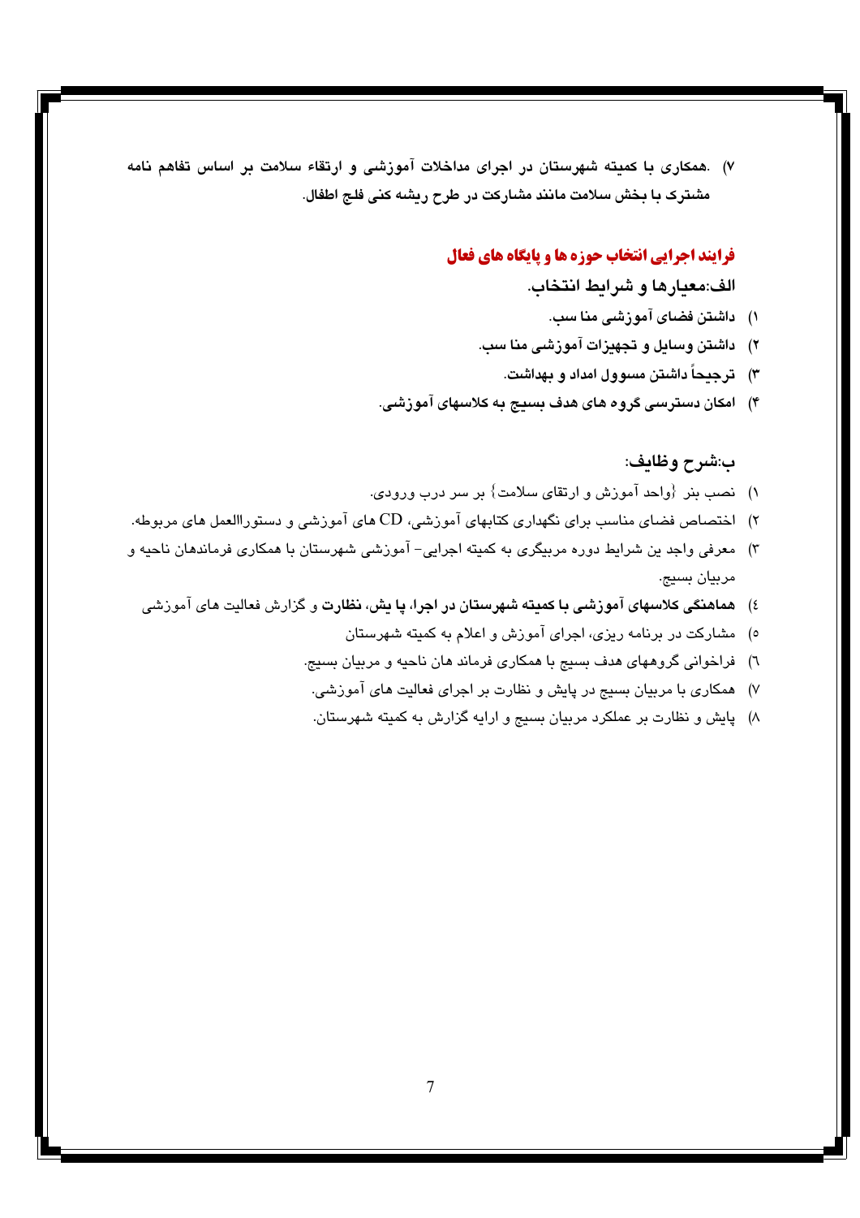۷) .همکاری با کمیته شهرستان در اجرای مداخلات آموزشی و ارتقاء سلامت بر اساس تفاهم نامه مشترک با بخش سلامت مانند مشارکت در طرح ریشه کنی فلج اطفال.

## فرایند اجرایی انتخاب حوزه ها و پایگاه های فعال

### الف:معیارها و شرایط انتخاب.

۱) **داشتن فضای آموزشی منا سب.**
۲) **داشتن وسایل و تجهیزات آموزشی منا سب.**
۳) **ترجیحاً داشتن مسوول امداد و بهداشت.**
۴) **امکان دسترسی گروه های هدف بسیج به کلاسهای آموزشی.**

### ب:شرح وظایف:

۱) نصب بنر {واحد آموزش و ارتقای سلامت} بر سر درب ورودی.
۲) اختصاص فضای مناسب برای نگهداری کتابهای آموزشی، CD های آموزشی و دستوراالعمل های مربوطه.
۳) معرفی واجد ین شرایط دوره مربیگری به کمیته اجرایی- آموزشی شهرستان با همکاری فرماندهان ناحیه و مربیان بسیج.
٤) **هماهنگی کلاسهای آموزشی با کمیته شهرستان در اجرا، پا یش، نظارت** و گزارش فعالیت های آموزشی
٥) مشارکت در برنامه ریزی، اجرای آموزش و اعلام به کمیته شهرستان
٦) فراخوانی گروههای هدف بسیج با همکاری فرماند هان ناحیه و مربیان بسیج.
۷) همکاری با مربیان بسیج در پایش و نظارت بر اجرای فعالیت های آموزشی.
۸) پایش و نظارت بر عملکرد مربیان بسیج و ارایه گزارش به کمیته شهرستان.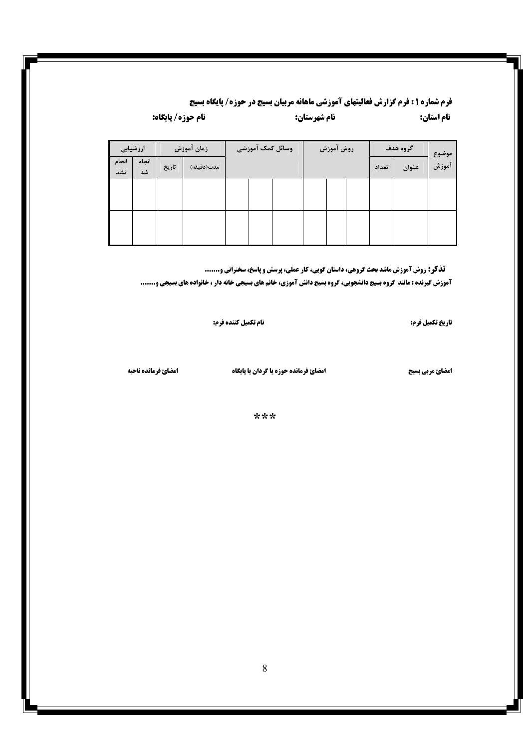**فرم شماره ۱ : فرم گزارش فعالیتهای آموزشی ماهانه مربیان بسیج در حوزه/ پایگاه بسیج**

**نام استان:** **نام شهرستان:** **نام حوزه/ پایگاه:**

| موضوع آموزش | گروه هدف | | روش آموزش | | | وسائل کمک آموزشی | | | زمان آموزش | | ارزشیابی | |
|---|---|---|---|---|---|---|---|---|---|---|---|---|
| | عنوان | تعداد | | | | | | | مدت(دقیقه) | تاریخ | انجام شد | انجام نشد |
| | | | | | | | | | | | | |
| | | | | | | | | | | | | |

**تذکر:** روش آموزش مانند بحث گروهی، داستان گویی، کار عملی، پرسش و پاسخ، سخنرانی و.......
آموزش گیرنده : مانند گروه بسیج دانشجویی، گروه بسیج دانش آموزی، خانم های بسیجی خانه دار ، خانواده های بسیجی و.......

**تاریخ تکمیل فرم:** **نام تکمیل کننده فرم:**

**امضای مربی بسیج** **امضای فرمانده حوزه یا گردان یا پایگاه** **امضای فرمانده ناحیه**

***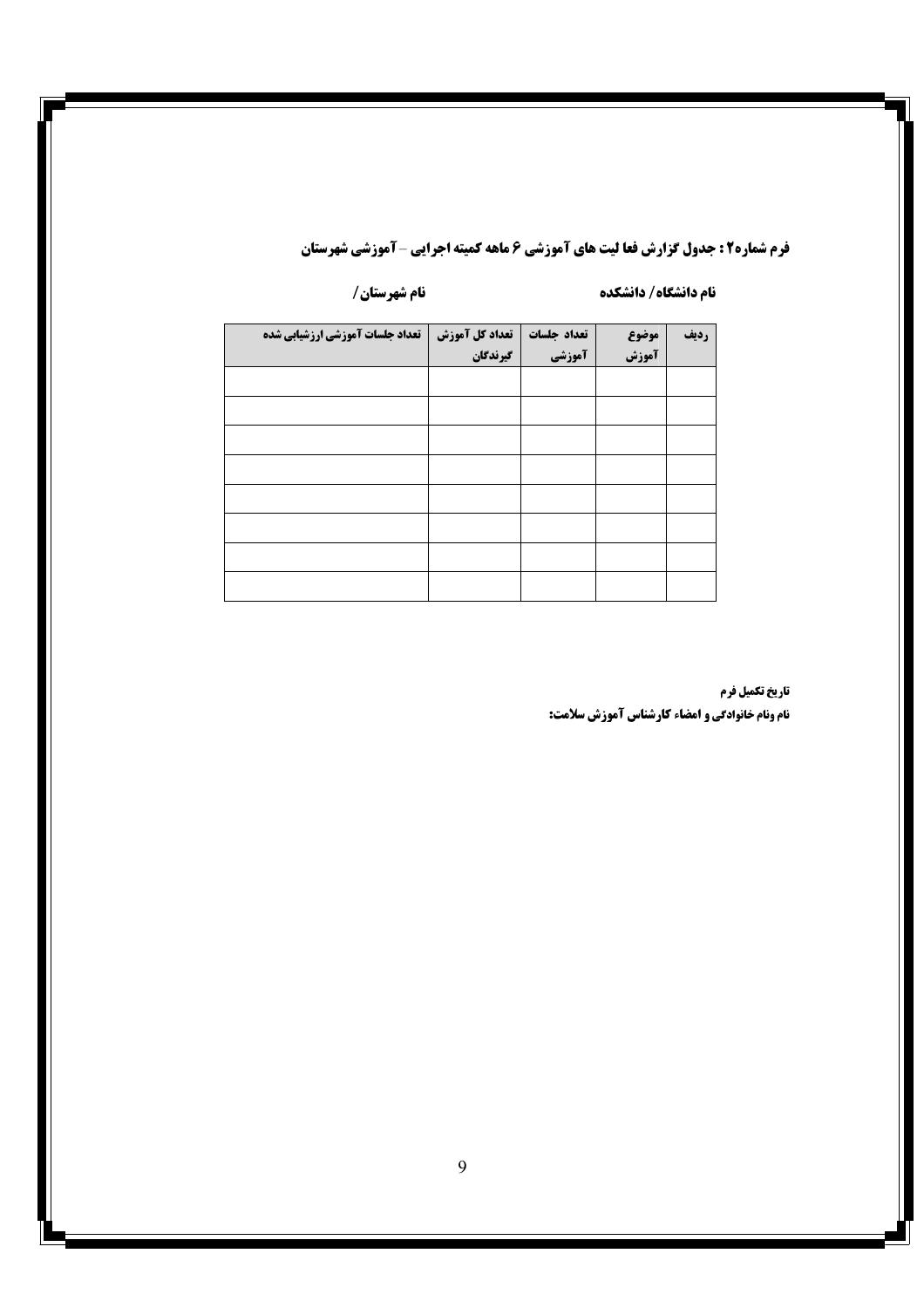**فرم شماره۲ : جدول گزارش فعا لیت های آموزشی ۶ ماهه کمیته اجرایی – آموزشی شهرستان**

**نام دانشگاه/ دانشکده** **نام شهرستان/**

| ردیف | موضوع آموزش | تعداد جلسات آموزشی | تعداد کل آموزش گیرندگان | تعداد جلسات آموزشی ارزشیابی شده |
|---|---|---|---|---|
| | | | | |
| | | | | |
| | | | | |
| | | | | |
| | | | | |
| | | | | |
| | | | | |
| | | | | |

**تاریخ تکمیل فرم**

**نام ونام خانوادگی و امضاء کارشناس آموزش سلامت:**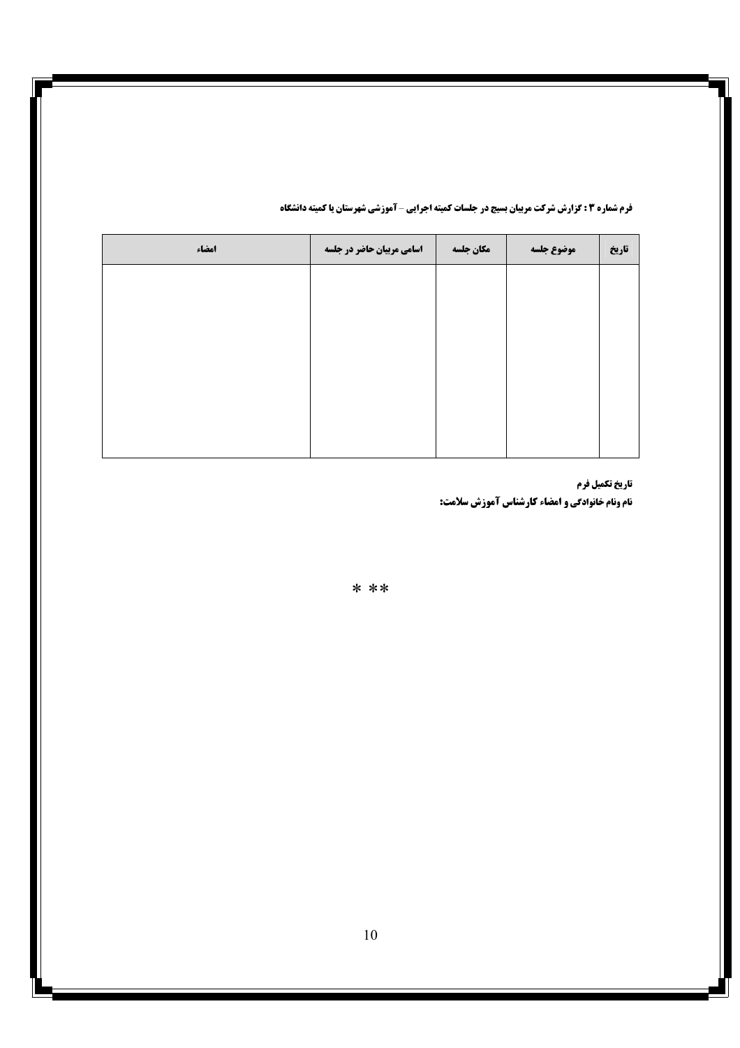**فرم شماره ۳ : گزارش شرکت مربیان بسیج در جلسات کمیته اجرایی – آموزشی شهرستان یا کمیته دانشگاه**

| تاریخ | موضوع جلسه | مکان جلسه | اسامی مربیان حاضر در جلسه | امضاء |
|---|---|---|---|---|
| | | | | |

**تاریخ تکمیل فرم**

**نام ونام خانوادگی و امضاء کارشناس آموزش سلامت:**

* **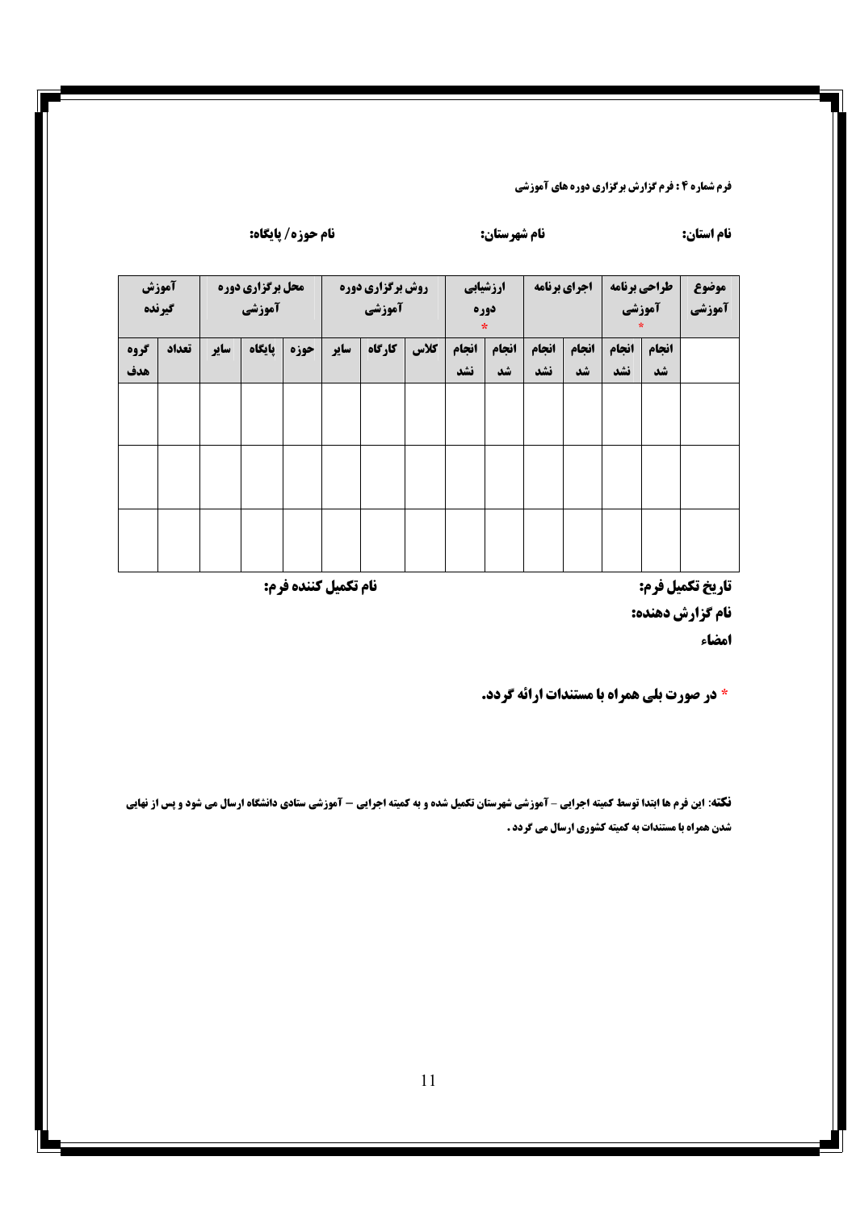فرم شماره ۴ : فرم گزارش برگزاری دوره های آموزشی

**نام استان:** **نام شهرستان:** **نام حوزه/ پایگاه:**

| موضوع آموزشی | طراحی برنامه آموزشی * | | اجرای برنامه | | ارزشیابی دوره * | | روش برگزاری دوره آموزشی | | | محل برگزاری دوره آموزشی | | | آموزش گیرنده | |
|---|---|---|---|---|---|---|---|---|---|---|---|---|---|---|
| | انجام شد | انجام نشد | انجام شد | انجام نشد | انجام شد | انجام نشد | کلاس | کارگاه | سایر | حوزه | پایگاه | سایر | تعداد | گروه هدف |
| | | | | | | | | | | | | | | |
| | | | | | | | | | | | | | | |
| | | | | | | | | | | | | | | |

**تاریخ تکمیل فرم:** **نام تکمیل کننده فرم:**

**نام گزارش دهنده:**

**امضاء**

**\* در صورت بلی همراه با مستندات ارائه گردد.**

**نکته:** این فرم ها ابتدا توسط کمیته اجرایی – آموزشی شهرستان تکمیل شده و به کمیته اجرایی – آموزشی ستادی دانشگاه ارسال می شود و پس از نهایی شدن همراه با مستندات به کمیته کشوری ارسال می گردد .